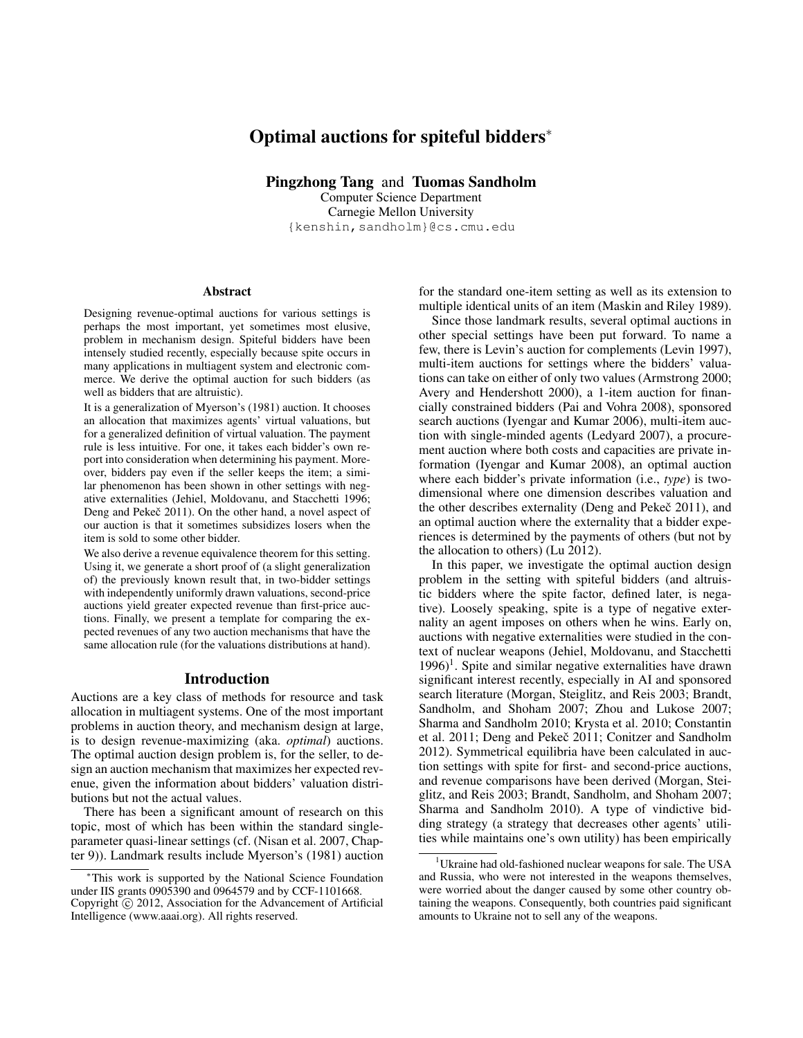# Optimal auctions for spiteful bidders*

**Pingzhong Tang** and **Tuomas Sandholm**
Computer Science Department
Carnegie Mellon University
{kenshin, sandholm}@cs.cmu.edu

## Abstract

Designing revenue-optimal auctions for various settings is perhaps the most important, yet sometimes most elusive, problem in mechanism design. Spiteful bidders have been intensely studied recently, especially because spite occurs in many applications in multiagent system and electronic commerce. We derive the optimal auction for such bidders (as well as bidders that are altruistic).

It is a generalization of Myerson's (1981) auction. It chooses an allocation that maximizes agents' virtual valuations, but for a generalized definition of virtual valuation. The payment rule is less intuitive. For one, it takes each bidder's own report into consideration when determining his payment. Moreover, bidders pay even if the seller keeps the item; a similar phenomenon has been shown in other settings with negative externalities (Jehiel, Moldovanu, and Stacchetti 1996; Deng and Pekeč 2011). On the other hand, a novel aspect of our auction is that it sometimes subsidizes losers when the item is sold to some other bidder.

We also derive a revenue equivalence theorem for this setting. Using it, we generate a short proof of (a slight generalization of) the previously known result that, in two-bidder settings with independently uniformly drawn valuations, second-price auctions yield greater expected revenue than first-price auctions. Finally, we present a template for comparing the expected revenues of any two auction mechanisms that have the same allocation rule (for the valuations distributions at hand).

## Introduction

Auctions are a key class of methods for resource and task allocation in multiagent systems. One of the most important problems in auction theory, and mechanism design at large, is to design revenue-maximizing (aka. *optimal*) auctions. The optimal auction design problem is, for the seller, to design an auction mechanism that maximizes her expected revenue, given the information about bidders' valuation distributions but not the actual values.

There has been a significant amount of research on this topic, most of which has been within the standard single-parameter quasi-linear settings (cf. (Nisan et al. 2007, Chapter 9)). Landmark results include Myerson's (1981) auction for the standard one-item setting as well as its extension to multiple identical units of an item (Maskin and Riley 1989).

Since those landmark results, several optimal auctions in other special settings have been put forward. To name a few, there is Levin's auction for complements (Levin 1997), multi-item auctions for settings where the bidders' valuations can take on either of only two values (Armstrong 2000; Avery and Hendershott 2000), a 1-item auction for financially constrained bidders (Pai and Vohra 2008), sponsored search auctions (Iyengar and Kumar 2006), multi-item auction with single-minded agents (Ledyard 2007), a procurement auction where both costs and capacities are private information (Iyengar and Kumar 2008), an optimal auction where each bidder's private information (i.e., *type*) is two-dimensional where one dimension describes valuation and the other describes externality (Deng and Pekeč 2011), and an optimal auction where the externality that a bidder experiences is determined by the payments of others (but not by the allocation to others) (Lu 2012).

In this paper, we investigate the optimal auction design problem in the setting with spiteful bidders (and altruistic bidders where the spite factor, defined later, is negative). Loosely speaking, spite is a type of negative externality an agent imposes on others when he wins. Early on, auctions with negative externalities were studied in the context of nuclear weapons (Jehiel, Moldovanu, and Stacchetti 1996)[1]. Spite and similar negative externalities have drawn significant interest recently, especially in AI and sponsored search literature (Morgan, Steiglitz, and Reis 2003; Brandt, Sandholm, and Shoham 2007; Zhou and Lukose 2007; Sharma and Sandholm 2010; Krysta et al. 2010; Constantin et al. 2011; Deng and Pekeč 2011; Conitzer and Sandholm 2012). Symmetrical equilibria have been calculated in auction settings with spite for first- and second-price auctions, and revenue comparisons have been derived (Morgan, Steiglitz, and Reis 2003; Brandt, Sandholm, and Shoham 2007; Sharma and Sandholm 2010). A type of vindictive bidding strategy (a strategy that decreases other agents' utilities while maintains one's own utility) has been empirically

---

*This work is supported by the National Science Foundation under IIS grants 0905390 and 0964579 and by CCF-1101668.
Copyright © 2012, Association for the Advancement of Artificial Intelligence (www.aaai.org). All rights reserved.

[1] Ukraine had old-fashioned nuclear weapons for sale. The USA and Russia, who were not interested in the weapons themselves, were worried about the danger caused by some other country obtaining the weapons. Consequently, both countries paid significant amounts to Ukraine not to sell any of the weapons.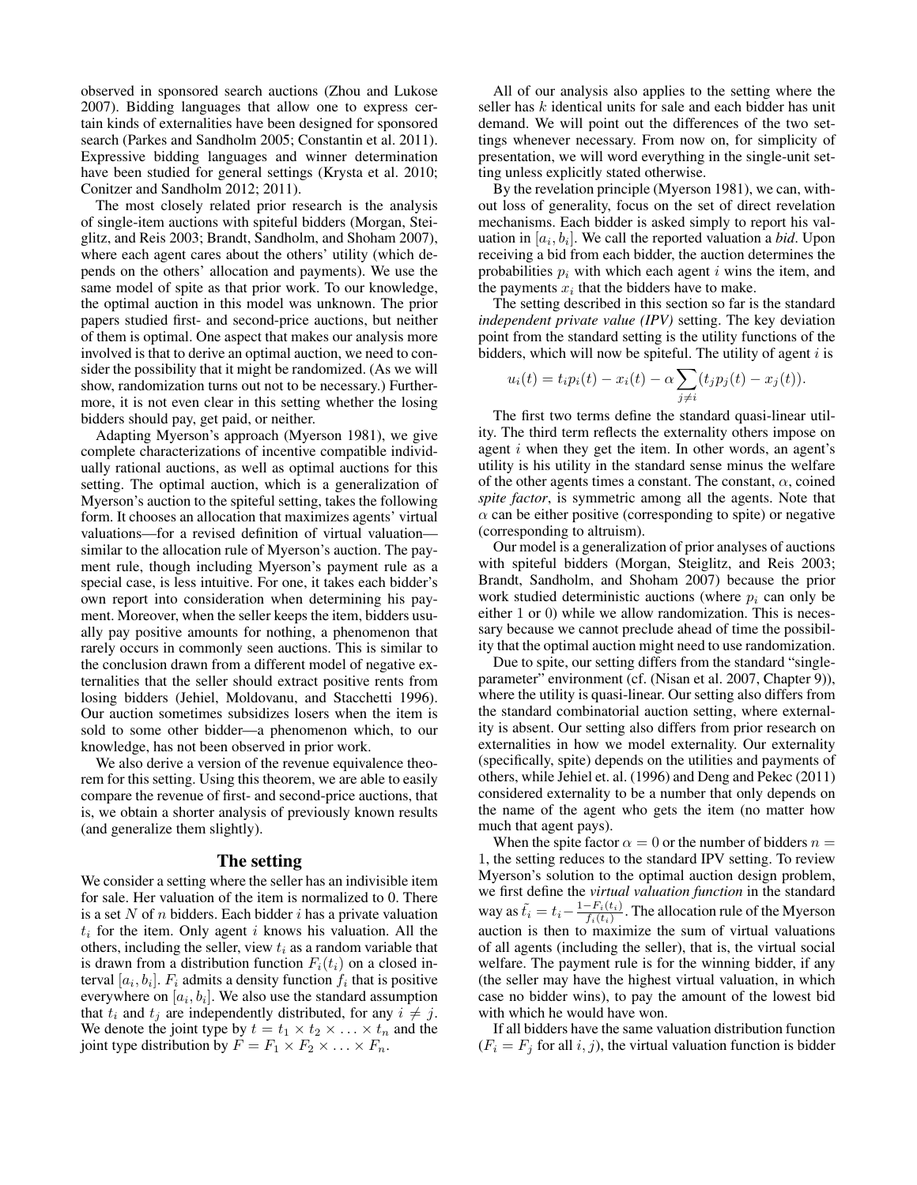observed in sponsored search auctions (Zhou and Lukose 2007). Bidding languages that allow one to express certain kinds of externalities have been designed for sponsored search (Parkes and Sandholm 2005; Constantin et al. 2011). Expressive bidding languages and winner determination have been studied for general settings (Krysta et al. 2010; Conitzer and Sandholm 2012; 2011).

The most closely related prior research is the analysis of single-item auctions with spiteful bidders (Morgan, Steiglitz, and Reis 2003; Brandt, Sandholm, and Shoham 2007), where each agent cares about the others' utility (which depends on the others' allocation and payments). We use the same model of spite as that prior work. To our knowledge, the optimal auction in this model was unknown. The prior papers studied first- and second-price auctions, but neither of them is optimal. One aspect that makes our analysis more involved is that to derive an optimal auction, we need to consider the possibility that it might be randomized. (As we will show, randomization turns out not to be necessary.) Furthermore, it is not even clear in this setting whether the losing bidders should pay, get paid, or neither.

Adapting Myerson's approach (Myerson 1981), we give complete characterizations of incentive compatible individually rational auctions, as well as optimal auctions for this setting. The optimal auction, which is a generalization of Myerson's auction to the spiteful setting, takes the following form. It chooses an allocation that maximizes agents' virtual valuations—for a revised definition of virtual valuation—similar to the allocation rule of Myerson's auction. The payment rule, though including Myerson's payment rule as a special case, is less intuitive. For one, it takes each bidder's own report into consideration when determining his payment. Moreover, when the seller keeps the item, bidders usually pay positive amounts for nothing, a phenomenon that rarely occurs in commonly seen auctions. This is similar to the conclusion drawn from a different model of negative externalities that the seller should extract positive rents from losing bidders (Jehiel, Moldovanu, and Stacchetti 1996). Our auction sometimes subsidizes losers when the item is sold to some other bidder—a phenomenon which, to our knowledge, has not been observed in prior work.

We also derive a version of the revenue equivalence theorem for this setting. Using this theorem, we are able to easily compare the revenue of first- and second-price auctions, that is, we obtain a shorter analysis of previously known results (and generalize them slightly).

## The setting

We consider a setting where the seller has an indivisible item for sale. Her valuation of the item is normalized to 0. There is a set $N$ of $n$ bidders. Each bidder $i$ has a private valuation $t_i$ for the item. Only agent $i$ knows his valuation. All the others, including the seller, view $t_i$ as a random variable that is drawn from a distribution function $F_i(t_i)$ on a closed interval $[a_i, b_i]$. $F_i$ admits a density function $f_i$ that is positive everywhere on $[a_i, b_i]$. We also use the standard assumption that $t_i$ and $t_j$ are independently distributed, for any $i \neq j$. We denote the joint type by $t = t_1 \times t_2 \times \ldots \times t_n$ and the joint type distribution by $F = F_1 \times F_2 \times \ldots \times F_n$.

All of our analysis also applies to the setting where the seller has $k$ identical units for sale and each bidder has unit demand. We will point out the differences of the two settings whenever necessary. From now on, for simplicity of presentation, we will word everything in the single-unit setting unless explicitly stated otherwise.

By the revelation principle (Myerson 1981), we can, without loss of generality, focus on the set of direct revelation mechanisms. Each bidder is asked simply to report his valuation in $[a_i, b_i]$. We call the reported valuation a *bid*. Upon receiving a bid from each bidder, the auction determines the probabilities $p_i$ with which each agent $i$ wins the item, and the payments $x_i$ that the bidders have to make.

The setting described in this section so far is the standard *independent private value (IPV)* setting. The key deviation point from the standard setting is the utility functions of the bidders, which will now be spiteful. The utility of agent $i$ is

$$u_i(t) = t_i p_i(t) - x_i(t) - \alpha \sum_{j \neq i} (t_j p_j(t) - x_j(t)).$$

The first two terms define the standard quasi-linear utility. The third term reflects the externality others impose on agent $i$ when they get the item. In other words, an agent's utility is his utility in the standard sense minus the welfare of the other agents times a constant. The constant, $\alpha$, coined *spite factor*, is symmetric among all the agents. Note that $\alpha$ can be either positive (corresponding to spite) or negative (corresponding to altruism).

Our model is a generalization of prior analyses of auctions with spiteful bidders (Morgan, Steiglitz, and Reis 2003; Brandt, Sandholm, and Shoham 2007) because the prior work studied deterministic auctions (where $p_i$ can only be either 1 or 0) while we allow randomization. This is necessary because we cannot preclude ahead of time the possibility that the optimal auction might need to use randomization.

Due to spite, our setting differs from the standard "single-parameter" environment (cf. (Nisan et al. 2007, Chapter 9)), where the utility is quasi-linear. Our setting also differs from the standard combinatorial auction setting, where externality is absent. Our setting also differs from prior research on externalities in how we model externality. Our externality (specifically, spite) depends on the utilities and payments of others, while Jehiel et. al. (1996) and Deng and Pekec (2011) considered externality to be a number that only depends on the name of the agent who gets the item (no matter how much that agent pays).

When the spite factor $\alpha = 0$ or the number of bidders $n = 1$, the setting reduces to the standard IPV setting. To review Myerson's solution to the optimal auction design problem, we first define the *virtual valuation function* in the standard way as $\tilde{t_i} = t_i - \frac{1-F_i(t_i)}{f_i(t_i)}$. The allocation rule of the Myerson auction is then to maximize the sum of virtual valuations of all agents (including the seller), that is, the virtual social welfare. The payment rule is for the winning bidder, if any (the seller may have the highest virtual valuation, in which case no bidder wins), to pay the amount of the lowest bid with which he would have won.

If all bidders have the same valuation distribution function ($F_i = F_j$ for all $i, j$), the virtual valuation function is bidder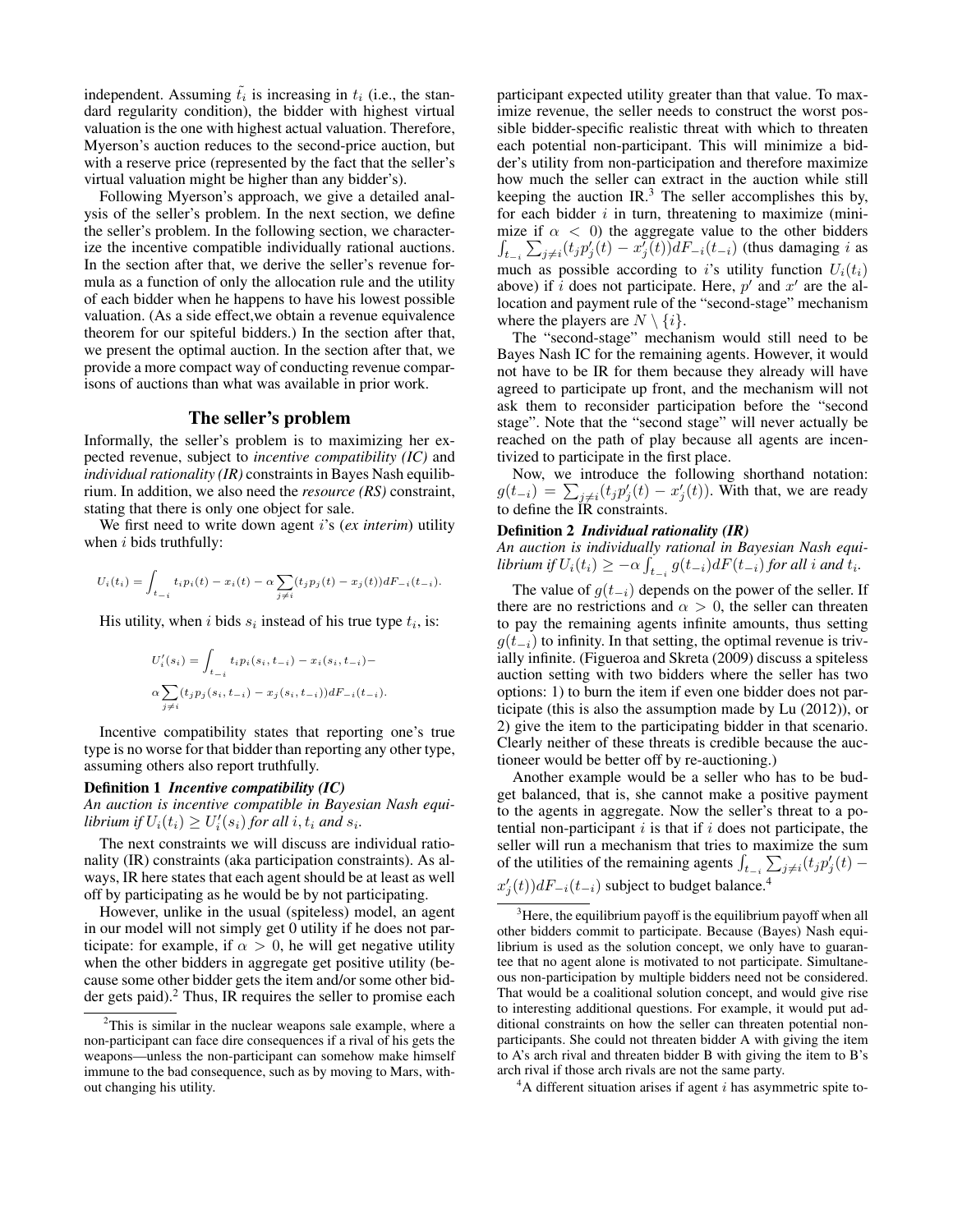independent. Assuming $\tilde{t_i}$ is increasing in $t_i$ (i.e., the standard regularity condition), the bidder with highest virtual valuation is the one with highest actual valuation. Therefore, Myerson's auction reduces to the second-price auction, but with a reserve price (represented by the fact that the seller's virtual valuation might be higher than any bidder's).

Following Myerson's approach, we give a detailed analysis of the seller's problem. In the next section, we define the seller's problem. In the following section, we characterize the incentive compatible individually rational auctions. In the section after that, we derive the seller's revenue formula as a function of only the allocation rule and the utility of each bidder when he happens to have his lowest possible valuation. (As a side effect,we obtain a revenue equivalence theorem for our spiteful bidders.) In the section after that, we present the optimal auction. In the section after that, we provide a more compact way of conducting revenue comparisons of auctions than what was available in prior work.

## The seller's problem

Informally, the seller's problem is to maximizing her expected revenue, subject to *incentive compatibility (IC)* and *individual rationality (IR)* constraints in Bayes Nash equilibrium. In addition, we also need the *resource (RS)* constraint, stating that there is only one object for sale.

We first need to write down agent $i$'s (*ex interim*) utility when $i$ bids truthfully:

$$U_i(t_i) = \int_{t_{-i}} t_i p_i(t) - x_i(t) - \alpha \sum_{j \neq i} (t_j p_j(t) - x_j(t)) dF_{-i}(t_{-i}).$$

His utility, when $i$ bids $s_i$ instead of his true type $t_i$, is:

$$U_i'(s_i) = \int_{t_{-i}} t_i p_i(s_i, t_{-i}) - x_i(s_i, t_{-i}) -$$
$$\alpha \sum_{j \neq i} (t_j p_j(s_i, t_{-i}) - x_j(s_i, t_{-i})) dF_{-i}(t_{-i}).$$

Incentive compatibility states that reporting one's true type is no worse for that bidder than reporting any other type, assuming others also report truthfully.

**Definition 1** ***Incentive compatibility (IC)***
*An auction is incentive compatible in Bayesian Nash equilibrium if $U_i(t_i) \geq U_i'(s_i)$ for all $i, t_i$ and $s_i$.*

The next constraints we will discuss are individual rationality (IR) constraints (aka participation constraints). As always, IR here states that each agent should be at least as well off by participating as he would be by not participating.

However, unlike in the usual (spiteless) model, an agent in our model will not simply get 0 utility if he does not participate: for example, if $\alpha > 0$, he will get negative utility when the other bidders in aggregate get positive utility (because some other bidder gets the item and/or some other bidder gets paid).[2] Thus, IR requires the seller to promise each participant expected utility greater than that value. To maximize revenue, the seller needs to construct the worst possible bidder-specific realistic threat with which to threaten each potential non-participant. This will minimize a bidder's utility from non-participation and therefore maximize how much the seller can extract in the auction while still keeping the auction IR.[3] The seller accomplishes this by, for each bidder $i$ in turn, threatening to maximize (minimize if $\alpha < 0$) the aggregate value to the other bidders $\int_{t_{-i}} \sum_{j \neq i} (t_j p_j'(t) - x_j'(t)) dF_{-i}(t_{-i})$ (thus damaging $i$ as much as possible according to $i$'s utility function $U_i(t_i)$ above) if $i$ does not participate. Here, $p'$ and $x'$ are the allocation and payment rule of the "second-stage" mechanism where the players are $N \setminus \{i\}$.

The "second-stage" mechanism would still need to be Bayes Nash IC for the remaining agents. However, it would not have to be IR for them because they already will have agreed to participate up front, and the mechanism will not ask them to reconsider participation before the "second stage". Note that the "second stage" will never actually be reached on the path of play because all agents are incentivized to participate in the first place.

Now, we introduce the following shorthand notation: $g(t_{-i}) = \sum_{j \neq i} (t_j p_j'(t) - x_j'(t))$. With that, we are ready to define the IR constraints.

**Definition 2** ***Individual rationality (IR)***
*An auction is individually rational in Bayesian Nash equilibrium if $U_i(t_i) \geq -\alpha \int_{t_{-i}} g(t_{-i}) dF(t_{-i})$ for all $i$ and $t_i$.*

The value of $g(t_{-i})$ depends on the power of the seller. If there are no restrictions and $\alpha > 0$, the seller can threaten to pay the remaining agents infinite amounts, thus setting $g(t_{-i})$ to infinity. In that setting, the optimal revenue is trivially infinite. (Figueroa and Skreta (2009) discuss a spiteless auction setting with two bidders where the seller has two options: 1) to burn the item if even one bidder does not participate (this is also the assumption made by Lu (2012)), or 2) give the item to the participating bidder in that scenario. Clearly neither of these threats is credible because the auctioneer would be better off by re-auctioning.)

Another example would be a seller who has to be budget balanced, that is, she cannot make a positive payment to the agents in aggregate. Now the seller's threat to a potential non-participant $i$ is that if $i$ does not participate, the seller will run a mechanism that tries to maximize the sum of the utilities of the remaining agents $\int_{t_{-i}} \sum_{j \neq i} (t_j p_j'(t) - x_j'(t)) dF_{-i}(t_{-i})$ subject to budget balance.[4]

[2] This is similar in the nuclear weapons sale example, where a non-participant can face dire consequences if a rival of his gets the weapons—unless the non-participant can somehow make himself immune to the bad consequence, such as by moving to Mars, without changing his utility.

[3] Here, the equilibrium payoff is the equilibrium payoff when all other bidders commit to participate. Because (Bayes) Nash equilibrium is used as the solution concept, we only have to guarantee that no agent alone is motivated to not participate. Simultaneous non-participation by multiple bidders need not be considered. That would be a coalitional solution concept, and would give rise to interesting additional questions. For example, it would put additional constraints on how the seller can threaten potential non-participants. She could not threaten bidder A with giving the item to A's arch rival and threaten bidder B with giving the item to B's arch rival if those arch rivals are not the same party.

[4] A different situation arises if agent $i$ has asymmetric spite to-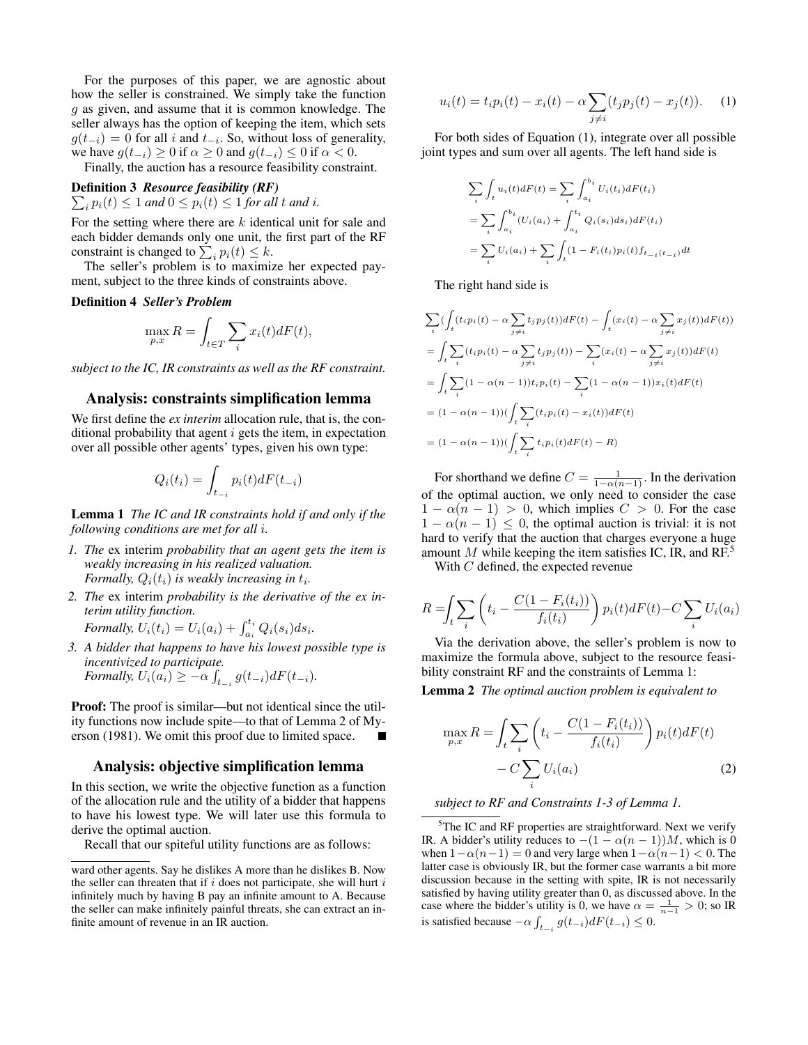For the purposes of this paper, we are agnostic about how the seller is constrained. We simply take the function $g$ as given, and assume that it is common knowledge. The seller always has the option of keeping the item, which sets $g(t_{-i}) = 0$ for all $i$ and $t_{-i}$. So, without loss of generality, we have $g(t_{-i}) \geq 0$ if $\alpha \geq 0$ and $g(t_{-i}) \leq 0$ if $\alpha < 0$.

Finally, the auction has a resource feasibility constraint.

**Definition 3** ***Resource feasibility (RF)***
*$\sum_i p_i(t) \leq 1$ and $0 \leq p_i(t) \leq 1$ for all $t$ and $i$.*

For the setting where there are $k$ identical unit for sale and each bidder demands only one unit, the first part of the RF constraint is changed to $\sum_i p_i(t) \leq k$.

The seller's problem is to maximize her expected payment, subject to the three kinds of constraints above.

**Definition 4** ***Seller's Problem***

$$\max_{p,x} R = \int_{t \in T} \sum_i x_i(t) dF(t),$$

*subject to the IC, IR constraints as well as the RF constraint.*

## Analysis: constraints simplification lemma

We first define the *ex interim* allocation rule, that is, the conditional probability that agent $i$ gets the item, in expectation over all possible other agents' types, given his own type:

$$Q_i(t_i) = \int_{t_{-i}} p_i(t) dF(t_{-i})$$

**Lemma 1** *The IC and IR constraints hold if and only if the following conditions are met for all $i$.*

1. *The* ex interim *probability that an agent gets the item is weakly increasing in his realized valuation.*
   *Formally, $Q_i(t_i)$ is weakly increasing in $t_i$.*
2. *The* ex interim *probability is the derivative of the ex interim utility function.*
   *Formally, $U_i(t_i) = U_i(a_i) + \int_{a_i}^{t_i} Q_i(s_i) ds_i$.*
3. *A bidder that happens to have his lowest possible type is incentivized to participate.*
   *Formally, $U_i(a_i) \geq -\alpha \int_{t_{-i}} g(t_{-i}) dF(t_{-i})$.*

**Proof:** The proof is similar—but not identical since the utility functions now include spite—to that of Lemma 2 of Myerson (1981). We omit this proof due to limited space. ∎

## Analysis: objective simplification lemma

In this section, we write the objective function as a function of the allocation rule and the utility of a bidder that happens to have his lowest type. We will later use this formula to derive the optimal auction.

Recall that our spiteful utility functions are as follows:

$$u_i(t) = t_i p_i(t) - x_i(t) - \alpha \sum_{j \neq i} (t_j p_j(t) - x_j(t)). \quad (1)$$

For both sides of Equation (1), integrate over all possible joint types and sum over all agents. The left hand side is

$$\begin{aligned}
&\sum_i \int_t u_i(t) dF(t) = \sum_i \int_{a_i}^{b_i} U_i(t_i) dF(t_i) \\
&= \sum_i \int_{a_i}^{b_i} (U_i(a_i) + \int_{a_i}^{t_i} Q_i(s_i) ds_i) dF(t_i) \\
&= \sum_i U_i(a_i) + \sum_i \int_t (1 - F_i(t_i) p_i(t) f_{-i(t_{-i})} dt
\end{aligned}$$

The right hand side is

$$\begin{aligned}
&\sum_i (\int_t (t_i p_i(t) - \alpha \sum_{j \neq i} t_j p_j(t)) dF(t) - \int_t (x_i(t) - \alpha \sum_{j \neq i} x_j(t)) dF(t)) \\
&= \int_t \sum_i (t_i p_i(t) - \alpha \sum_{j \neq i} t_j p_j(t)) - \sum_i (x_i(t) - \alpha \sum_{j \neq i} x_j(t)) dF(t) \\
&= \int_t \sum_i (1 - \alpha(n-1)) t_i p_i(t) - \sum_i (1 - \alpha(n-1)) x_i(t) dF(t) \\
&= (1 - \alpha(n-1)) (\int_t \sum_i (t_i p_i(t) - x_i(t)) dF(t) \\
&= (1 - \alpha(n-1)) (\int_t \sum_i t_i p_i(t) dF(t) - R)
\end{aligned}$$

For shorthand we define $C = \frac{1}{1 - \alpha(n-1)}$. In the derivation of the optimal auction, we only need to consider the case $1 - \alpha(n-1) > 0$, which implies $C > 0$. For the case $1 - \alpha(n-1) \leq 0$, the optimal auction is trivial: it is not hard to verify that the auction that charges everyone a huge amount $M$ while keeping the item satisfies IC, IR, and RF.[5]

With $C$ defined, the expected revenue

$$R = \int_t \sum_i \left( t_i - \frac{C(1 - F_i(t_i))}{f_i(t_i)} \right) p_i(t) dF(t) - C \sum_i U_i(a_i)$$

Via the derivation above, the seller's problem is now to maximize the formula above, subject to the resource feasibility constraint RF and the constraints of Lemma 1:

**Lemma 2** *The optimal auction problem is equivalent to*

$$\max_{p,x} R = \int_t \sum_i \left( t_i - \frac{C(1 - F_i(t_i))}{f_i(t_i)} \right) p_i(t) dF(t) - C \sum_i U_i(a_i) \quad (2)$$

*subject to RF and Constraints 1-3 of Lemma 1.*

---

ward other agents. Say he dislikes A more than he dislikes B. Now the seller can threaten that if $i$ does not participate, she will hurt $i$ infinitely much by having B pay an infinite amount to A. Because the seller can make infinitely painful threats, she can extract an infinite amount of revenue in an IR auction.

[5] The IC and RF properties are straightforward. Next we verify IR. A bidder's utility reduces to $-(1 - \alpha(n-1))M$, which is 0 when $1 - \alpha(n-1) = 0$ and very large when $1 - \alpha(n-1) < 0$. The latter case is obviously IR, but the former case warrants a bit more discussion because in the setting with spite, IR is not necessarily satisfied by having utility greater than 0, as discussed above. In the case where the bidder's utility is 0, we have $\alpha = \frac{1}{n-1} > 0$; so IR is satisfied because $-\alpha \int_{t_{-i}} g(t_{-i}) dF(t_{-i}) \leq 0$.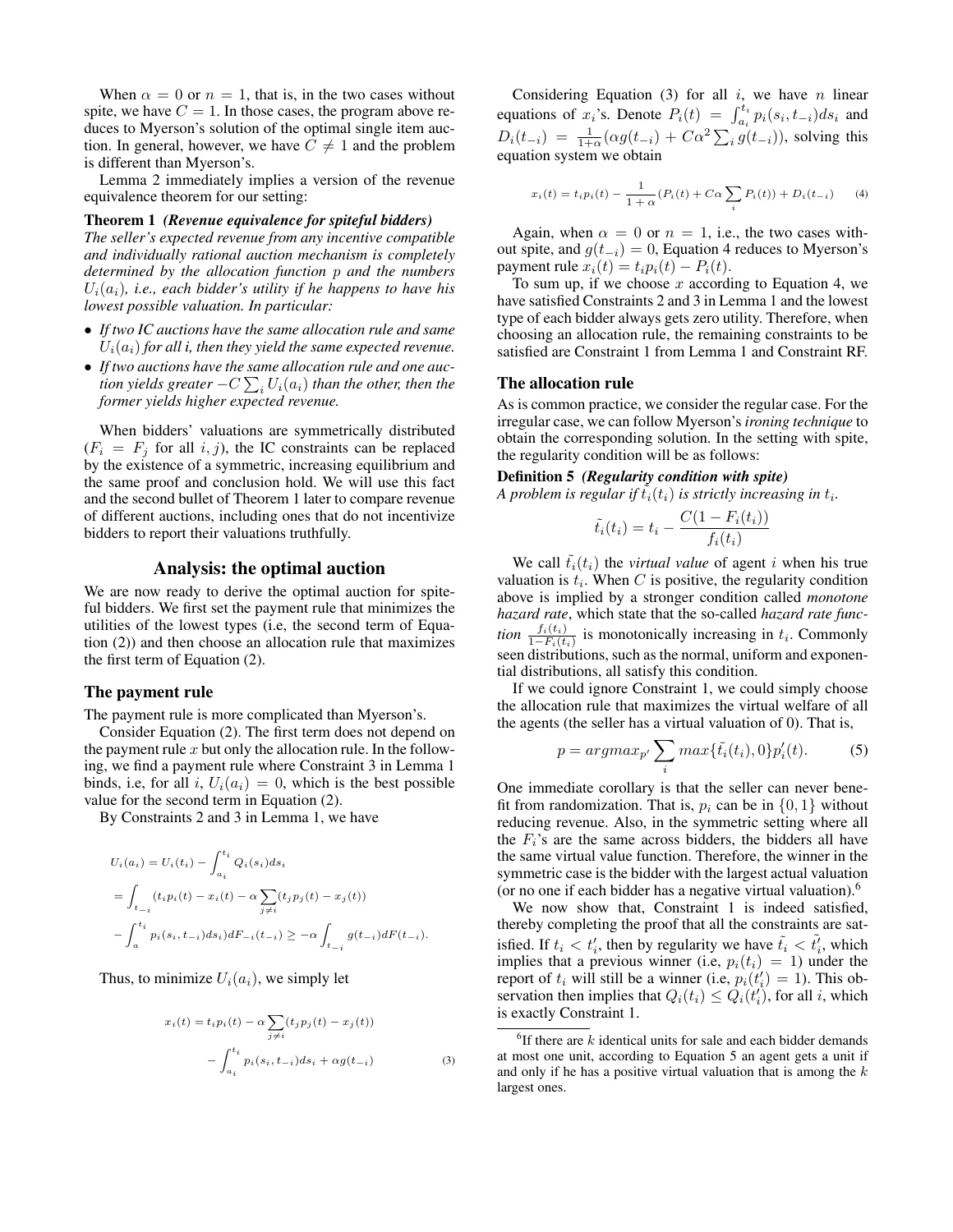When $\alpha = 0$ or $n = 1$, that is, in the two cases without spite, we have $C = 1$. In those cases, the program above reduces to Myerson's solution of the optimal single item auction. In general, however, we have $C \neq 1$ and the problem is different than Myerson's.

Lemma 2 immediately implies a version of the revenue equivalence theorem for our setting:

**Theorem 1** ***(Revenue equivalence for spiteful bidders)*** *The seller's expected revenue from any incentive compatible and individually rational auction mechanism is completely determined by the allocation function $p$ and the numbers $U_i(a_i)$, i.e., each bidder's utility if he happens to have his lowest possible valuation. In particular:*

- *If two IC auctions have the same allocation rule and same $U_i(a_i)$ for all i, then they yield the same expected revenue.*
- *If two auctions have the same allocation rule and one auction yields greater $-C\sum_i U_i(a_i)$ than the other, then the former yields higher expected revenue.*

When bidders' valuations are symmetrically distributed ($F_i = F_j$ for all $i, j$), the IC constraints can be replaced by the existence of a symmetric, increasing equilibrium and the same proof and conclusion hold. We will use this fact and the second bullet of Theorem 1 later to compare revenue of different auctions, including ones that do not incentivize bidders to report their valuations truthfully.

## Analysis: the optimal auction

We are now ready to derive the optimal auction for spiteful bidders. We first set the payment rule that minimizes the utilities of the lowest types (i.e, the second term of Equation (2)) and then choose an allocation rule that maximizes the first term of Equation (2).

### The payment rule

The payment rule is more complicated than Myerson's.

Consider Equation (2). The first term does not depend on the payment rule $x$ but only the allocation rule. In the following, we find a payment rule where Constraint 3 in Lemma 1 binds, i.e, for all $i$, $U_i(a_i) = 0$, which is the best possible value for the second term in Equation (2).

By Constraints 2 and 3 in Lemma 1, we have

$$
\begin{aligned}
U_i(a_i) &= U_i(t_i) - \int_{a_i}^{t_i} Q_i(s_i)ds_i \\
&= \int_{t_{-i}} (t_i p_i(t) - x_i(t) - \alpha \sum_{j \neq i}(t_j p_j(t) - x_j(t)) \\
&\quad - \int_{a}^{t_i} p_i(s_i, t_{-i})ds_i) dF_{-i}(t_{-i}) \geq -\alpha \int_{t_{-i}} g(t_{-i}) dF(t_{-i}).
\end{aligned}
$$

Thus, to minimize $U_i(a_i)$, we simply let

$$
\begin{aligned}
x_i(t) &= t_i p_i(t) - \alpha \sum_{j \neq i}(t_j p_j(t) - x_j(t)) \\
&\quad - \int_{a_i}^{t_i} p_i(s_i, t_{-i})ds_i + \alpha g(t_{-i})
\end{aligned} \tag{3}
$$

Considering Equation (3) for all $i$, we have $n$ linear equations of $x_i$'s. Denote $P_i(t) = \int_{a_i}^{t_i} p_i(s_i, t_{-i})ds_i$ and $D_i(t_{-i}) = \frac{1}{1+\alpha}(\alpha g(t_{-i}) + C\alpha^2 \sum_i g(t_{-i}))$, solving this equation system we obtain

$$
x_i(t) = t_i p_i(t) - \frac{1}{1+\alpha}(P_i(t) + C\alpha \sum_i P_i(t)) + D_i(t_{-i}) \tag{4}
$$

Again, when $\alpha = 0$ or $n = 1$, i.e., the two cases without spite, and $g(t_{-i}) = 0$, Equation 4 reduces to Myerson's payment rule $x_i(t) = t_i p_i(t) - P_i(t)$.

To sum up, if we choose $x$ according to Equation 4, we have satisfied Constraints 2 and 3 in Lemma 1 and the lowest type of each bidder always gets zero utility. Therefore, when choosing an allocation rule, the remaining constraints to be satisfied are Constraint 1 from Lemma 1 and Constraint RF.

### The allocation rule

As is common practice, we consider the regular case. For the irregular case, we can follow Myerson's *ironing technique* to obtain the corresponding solution. In the setting with spite, the regularity condition will be as follows:

**Definition 5** ***(Regularity condition with spite)*** *A problem is regular if $\tilde{t}_i(t_i)$ is strictly increasing in $t_i$.*

$$
\tilde{t}_i(t_i) = t_i - \frac{C(1 - F_i(t_i))}{f_i(t_i)}
$$

We call $\tilde{t}_i(t_i)$ the *virtual value* of agent $i$ when his true valuation is $t_i$. When $C$ is positive, the regularity condition above is implied by a stronger condition called *monotone hazard rate*, which state that the so-called *hazard rate function* $\frac{f_i(t_i)}{1-F_i(t_i)}$ is monotonically increasing in $t_i$. Commonly seen distributions, such as the normal, uniform and exponential distributions, all satisfy this condition.

If we could ignore Constraint 1, we could simply choose the allocation rule that maximizes the virtual welfare of all the agents (the seller has a virtual valuation of 0). That is,

$$
p = argmax_{p'} \sum_i max\{\tilde{t}_i(t_i), 0\} p'_i(t). \tag{5}
$$

One immediate corollary is that the seller can never benefit from randomization. That is, $p_i$ can be in $\{0, 1\}$ without reducing revenue. Also, in the symmetric setting where all the $F_i$'s are the same across bidders, the bidders all have the same virtual value function. Therefore, the winner in the symmetric case is the bidder with the largest actual valuation (or no one if each bidder has a negative virtual valuation).[6]

We now show that, Constraint 1 is indeed satisfied, thereby completing the proof that all the constraints are satisfied. If $t_i < t'_i$, then by regularity we have $\tilde{t_i} < \tilde{t'_i}$, which implies that a previous winner (i.e, $p_i(t_i) = 1$) under the report of $t_i$ will still be a winner (i.e, $p_i(t'_i) = 1$). This observation then implies that $Q_i(t_i) \leq Q_i(t'_i)$, for all $i$, which is exactly Constraint 1.

[6] If there are $k$ identical units for sale and each bidder demands at most one unit, according to Equation 5 an agent gets a unit if and only if he has a positive virtual valuation that is among the $k$ largest ones.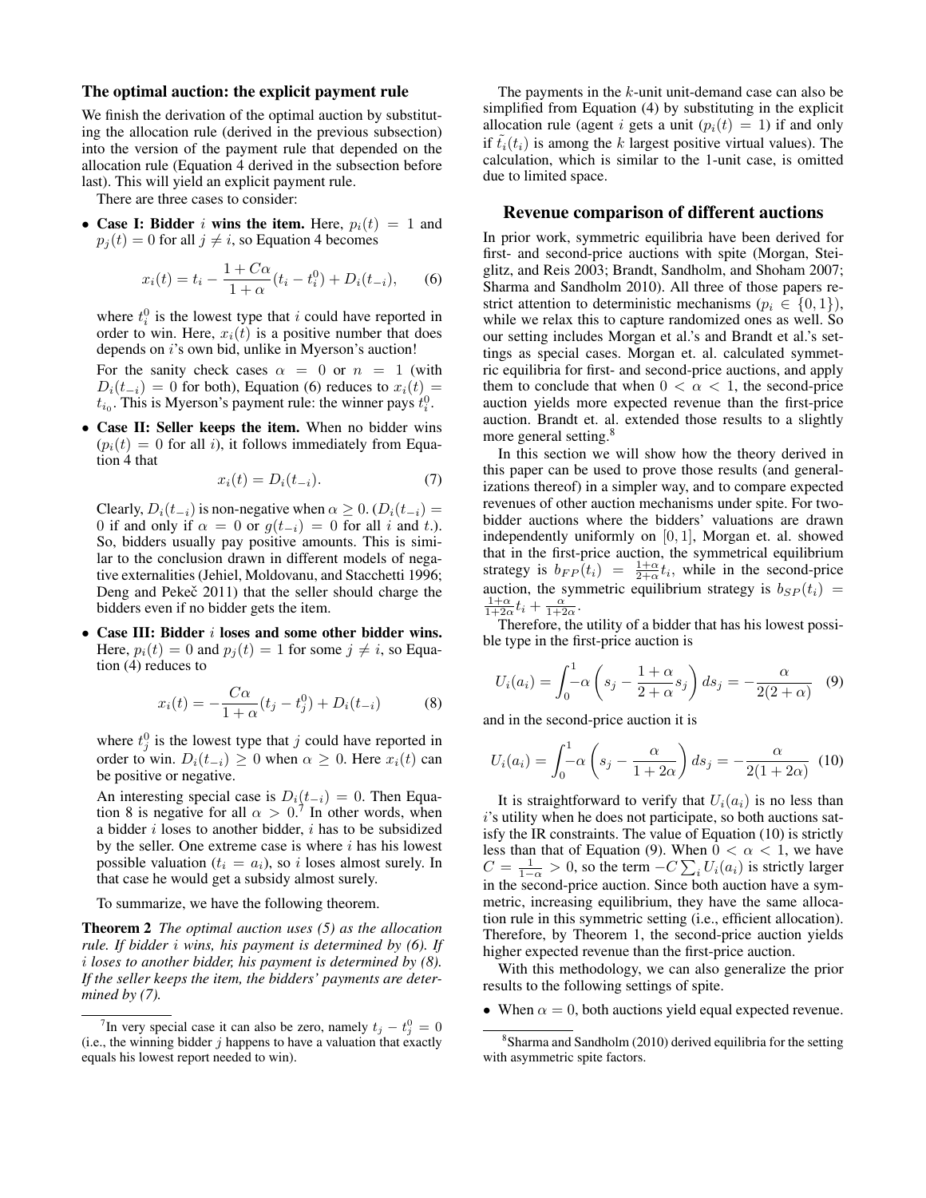## The optimal auction: the explicit payment rule

We finish the derivation of the optimal auction by substituting the allocation rule (derived in the previous subsection) into the version of the payment rule that depended on the allocation rule (Equation 4 derived in the subsection before last). This will yield an explicit payment rule.

There are three cases to consider:

- **Case I: Bidder $i$ wins the item.** Here, $p_i(t) = 1$ and $p_j(t) = 0$ for all $j \neq i$, so Equation 4 becomes

$$x_i(t) = t_i - \frac{1 + C\alpha}{1 + \alpha}(t_i - t_i^0) + D_i(t_{-i}), \qquad (6)$$

  where $t_i^0$ is the lowest type that $i$ could have reported in order to win. Here, $x_i(t)$ is a positive number that does depends on $i$'s own bid, unlike in Myerson's auction!

  For the sanity check cases $\alpha = 0$ or $n = 1$ (with $D_i(t_{-i}) = 0$ for both), Equation (6) reduces to $x_i(t) = t_{i_0}$. This is Myerson's payment rule: the winner pays $t_i^0$.

- **Case II: Seller keeps the item.** When no bidder wins ($p_i(t) = 0$ for all $i$), it follows immediately from Equation 4 that

$$x_i(t) = D_i(t_{-i}). \qquad (7)$$

  Clearly, $D_i(t_{-i})$ is non-negative when $\alpha \geq 0$. ($D_i(t_{-i}) = 0$ if and only if $\alpha = 0$ or $g(t_{-i}) = 0$ for all $i$ and $t$.) So, bidders usually pay positive amounts. This is similar to the conclusion drawn in different models of negative externalities (Jehiel, Moldovanu, and Stacchetti 1996; Deng and Pekeč 2011) that the seller should charge the bidders even if no bidder gets the item.

- **Case III: Bidder $i$ loses and some other bidder wins.** Here, $p_i(t) = 0$ and $p_j(t) = 1$ for some $j \neq i$, so Equation (4) reduces to

$$x_i(t) = -\frac{C\alpha}{1 + \alpha}(t_j - t_j^0) + D_i(t_{-i}) \qquad (8)$$

  where $t_j^0$ is the lowest type that $j$ could have reported in order to win. $D_i(t_{-i}) \geq 0$ when $\alpha \geq 0$. Here $x_i(t)$ can be positive or negative.

  An interesting special case is $D_i(t_{-i}) = 0$. Then Equation 8 is negative for all $\alpha > 0$.[7] In other words, when a bidder $i$ loses to another bidder, $i$ has to be subsidized by the seller. One extreme case is where $i$ has his lowest possible valuation ($t_i = a_i$), so $i$ loses almost surely. In that case he would get a subsidy almost surely.

To summarize, we have the following theorem.

**Theorem 2** *The optimal auction uses (5) as the allocation rule. If bidder $i$ wins, his payment is determined by (6). If $i$ loses to another bidder, his payment is determined by (8). If the seller keeps the item, the bidders' payments are determined by (7).*

The payments in the $k$-unit unit-demand case can also be simplified from Equation (4) by substituting in the explicit allocation rule (agent $i$ gets a unit ($p_i(t) = 1$) if and only if $\tilde{t}_i(t_i)$ is among the $k$ largest positive virtual values). The calculation, which is similar to the 1-unit case, is omitted due to limited space.

## Revenue comparison of different auctions

In prior work, symmetric equilibria have been derived for first- and second-price auctions with spite (Morgan, Steiglitz, and Reis 2003; Brandt, Sandholm, and Shoham 2007; Sharma and Sandholm 2010). All three of those papers restrict attention to deterministic mechanisms ($p_i \in \{0, 1\}$), while we relax this to capture randomized ones as well. So our setting includes Morgan et al.'s and Brandt et al.'s settings as special cases. Morgan et. al. calculated symmetric equilibria for first- and second-price auctions, and apply them to conclude that when $0 < \alpha < 1$, the second-price auction yields more expected revenue than the first-price auction. Brandt et. al. extended those results to a slightly more general setting.[8]

In this section we will show how the theory derived in this paper can be used to prove those results (and generalizations thereof) in a simpler way, and to compare expected revenues of other auction mechanisms under spite. For two-bidder auctions where the bidders' valuations are drawn independently uniformly on $[0, 1]$, Morgan et. al. showed that in the first-price auction, the symmetrical equilibrium strategy is $b_{FP}(t_i) = \frac{1+\alpha}{2+\alpha}t_i$, while in the second-price auction, the symmetric equilibrium strategy is $b_{SP}(t_i) = \frac{1+\alpha}{1+2\alpha}t_i + \frac{\alpha}{1+2\alpha}$.

Therefore, the utility of a bidder that has his lowest possible type in the first-price auction is

$$U_i(a_i) = \int_0^1 -\alpha \left( s_j - \frac{1 + \alpha}{2 + \alpha} s_j \right) ds_j = -\frac{\alpha}{2(2 + \alpha)} \quad (9)$$

and in the second-price auction it is

$$U_i(a_i) = \int_0^1 -\alpha \left( s_j - \frac{\alpha}{1 + 2\alpha} \right) ds_j = -\frac{\alpha}{2(1 + 2\alpha)} \quad (10)$$

It is straightforward to verify that $U_i(a_i)$ is no less than $i$'s utility when he does not participate, so both auctions satisfy the IR constraints. The value of Equation (10) is strictly less than that of Equation (9). When $0 < \alpha < 1$, we have $C = \frac{1}{1-\alpha} > 0$, so the term $-C \sum_i U_i(a_i)$ is strictly larger in the second-price auction. Since both auction have a symmetric, increasing equilibrium, they have the same allocation rule in this symmetric setting (i.e., efficient allocation). Therefore, by Theorem 1, the second-price auction yields higher expected revenue than the first-price auction.

With this methodology, we can also generalize the prior results to the following settings of spite.

- When $\alpha = 0$, both auctions yield equal expected revenue.

[7] In very special case it can also be zero, namely $t_j - t_j^0 = 0$ (i.e., the winning bidder $j$ happens to have a valuation that exactly equals his lowest report needed to win).

[8] Sharma and Sandholm (2010) derived equilibria for the setting with asymmetric spite factors.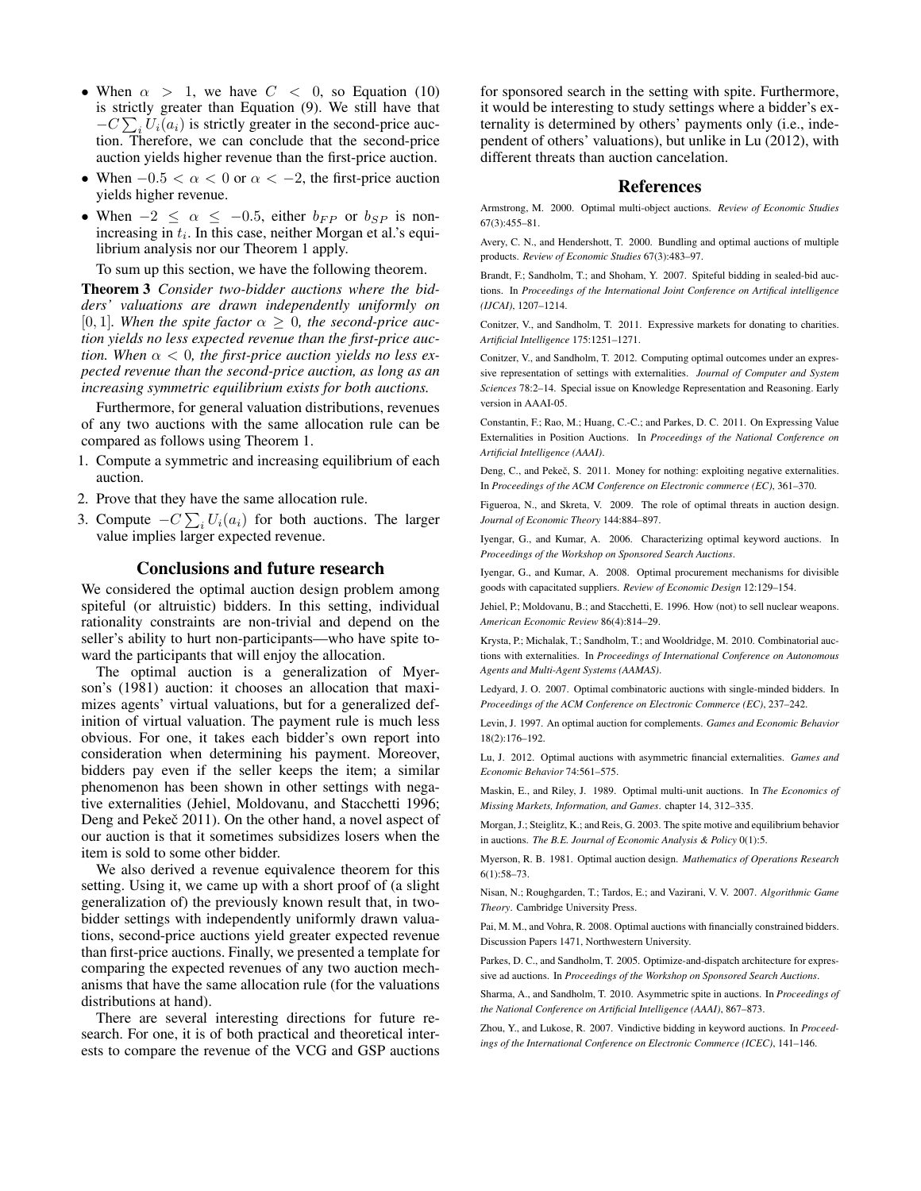- When $\alpha > 1$, we have $C < 0$, so Equation (10) is strictly greater than Equation (9). We still have that $-C \sum_i U_i(a_i)$ is strictly greater in the second-price auction. Therefore, we can conclude that the second-price auction yields higher revenue than the first-price auction.
- When $-0.5 < \alpha < 0$ or $\alpha < -2$, the first-price auction yields higher revenue.
- When $-2 \leq \alpha \leq -0.5$, either $b_{FP}$ or $b_{SP}$ is non-increasing in $t_i$. In this case, neither Morgan et al.'s equilibrium analysis nor our Theorem 1 apply.

To sum up this section, we have the following theorem.

**Theorem 3** *Consider two-bidder auctions where the bidders' valuations are drawn independently uniformly on* $[0, 1]$. *When the spite factor* $\alpha \geq 0$, *the second-price auction yields no less expected revenue than the first-price auction. When* $\alpha < 0$, *the first-price auction yields no less expected revenue than the second-price auction, as long as an increasing symmetric equilibrium exists for both auctions.*

Furthermore, for general valuation distributions, revenues of any two auctions with the same allocation rule can be compared as follows using Theorem 1.

1. Compute a symmetric and increasing equilibrium of each auction.
2. Prove that they have the same allocation rule.
3. Compute $-C \sum_i U_i(a_i)$ for both auctions. The larger value implies larger expected revenue.

## Conclusions and future research

We considered the optimal auction design problem among spiteful (or altruistic) bidders. In this setting, individual rationality constraints are non-trivial and depend on the seller's ability to hurt non-participants—who have spite toward the participants that will enjoy the allocation.

The optimal auction is a generalization of Myerson's (1981) auction: it chooses an allocation that maximizes agents' virtual valuations, but for a generalized definition of virtual valuation. The payment rule is much less obvious. For one, it takes each bidder's own report into consideration when determining his payment. Moreover, bidders pay even if the seller keeps the item; a similar phenomenon has been shown in other settings with negative externalities (Jehiel, Moldovanu, and Stacchetti 1996; Deng and Pekeč 2011). On the other hand, a novel aspect of our auction is that it sometimes subsidizes losers when the item is sold to some other bidder.

We also derived a revenue equivalence theorem for this setting. Using it, we came up with a short proof of (a slight generalization of) the previously known result that, in two-bidder settings with independently uniformly drawn valuations, second-price auctions yield greater expected revenue than first-price auctions. Finally, we presented a template for comparing the expected revenues of any two auction mechanisms that have the same allocation rule (for the valuations distributions at hand).

There are several interesting directions for future research. For one, it is of both practical and theoretical interests to compare the revenue of the VCG and GSP auctions for sponsored search in the setting with spite. Furthermore, it would be interesting to study settings where a bidder's externality is determined by others' payments only (i.e., independent of others' valuations), but unlike in Lu (2012), with different threats than auction cancelation.

## References

Armstrong, M. 2000. Optimal multi-object auctions. *Review of Economic Studies* 67(3):455–81.

Avery, C. N., and Hendershott, T. 2000. Bundling and optimal auctions of multiple products. *Review of Economic Studies* 67(3):483–97.

Brandt, F.; Sandholm, T.; and Shoham, Y. 2007. Spiteful bidding in sealed-bid auctions. In *Proceedings of the International Joint Conference on Artifical intelligence (IJCAI)*, 1207–1214.

Conitzer, V., and Sandholm, T. 2011. Expressive markets for donating to charities. *Artificial Intelligence* 175:1251–1271.

Conitzer, V., and Sandholm, T. 2012. Computing optimal outcomes under an expressive representation of settings with externalities. *Journal of Computer and System Sciences* 78:2–14. Special issue on Knowledge Representation and Reasoning. Early version in AAAI-05.

Constantin, F.; Rao, M.; Huang, C.-C.; and Parkes, D. C. 2011. On Expressing Value Externalities in Position Auctions. In *Proceedings of the National Conference on Artificial Intelligence (AAAI)*.

Deng, C., and Pekeč, S. 2011. Money for nothing: exploiting negative externalities. In *Proceedings of the ACM Conference on Electronic commerce (EC)*, 361–370.

Figueroa, N., and Skreta, V. 2009. The role of optimal threats in auction design. *Journal of Economic Theory* 144:884–897.

Iyengar, G., and Kumar, A. 2006. Characterizing optimal keyword auctions. In *Proceedings of the Workshop on Sponsored Search Auctions*.

Iyengar, G., and Kumar, A. 2008. Optimal procurement mechanisms for divisible goods with capacitated suppliers. *Review of Economic Design* 12:129–154.

Jehiel, P.; Moldovanu, B.; and Stacchetti, E. 1996. How (not) to sell nuclear weapons. *American Economic Review* 86(4):814–29.

Krysta, P.; Michalak, T.; Sandholm, T.; and Wooldridge, M. 2010. Combinatorial auctions with externalities. In *Proceedings of International Conference on Autonomous Agents and Multi-Agent Systems (AAMAS)*.

Ledyard, J. O. 2007. Optimal combinatoric auctions with single-minded bidders. In *Proceedings of the ACM Conference on Electronic Commerce (EC)*, 237–242.

Levin, J. 1997. An optimal auction for complements. *Games and Economic Behavior* 18(2):176–192.

Lu, J. 2012. Optimal auctions with asymmetric financial externalities. *Games and Economic Behavior* 74:561–575.

Maskin, E., and Riley, J. 1989. Optimal multi-unit auctions. In *The Economics of Missing Markets, Information, and Games*. chapter 14, 312–335.

Morgan, J.; Steiglitz, K.; and Reis, G. 2003. The spite motive and equilibrium behavior in auctions. *The B.E. Journal of Economic Analysis & Policy* 0(1):5.

Myerson, R. B. 1981. Optimal auction design. *Mathematics of Operations Research* 6(1):58–73.

Nisan, N.; Roughgarden, T.; Tardos, E.; and Vazirani, V. V. 2007. *Algorithmic Game Theory*. Cambridge University Press.

Pai, M. M., and Vohra, R. 2008. Optimal auctions with financially constrained bidders. Discussion Papers 1471, Northwestern University.

Parkes, D. C., and Sandholm, T. 2005. Optimize-and-dispatch architecture for expressive ad auctions. In *Proceedings of the Workshop on Sponsored Search Auctions*.

Sharma, A., and Sandholm, T. 2010. Asymmetric spite in auctions. In *Proceedings of the National Conference on Artificial Intelligence (AAAI)*, 867–873.

Zhou, Y., and Lukose, R. 2007. Vindictive bidding in keyword auctions. In *Proceedings of the International Conference on Electronic Commerce (ICEC)*, 141–146.